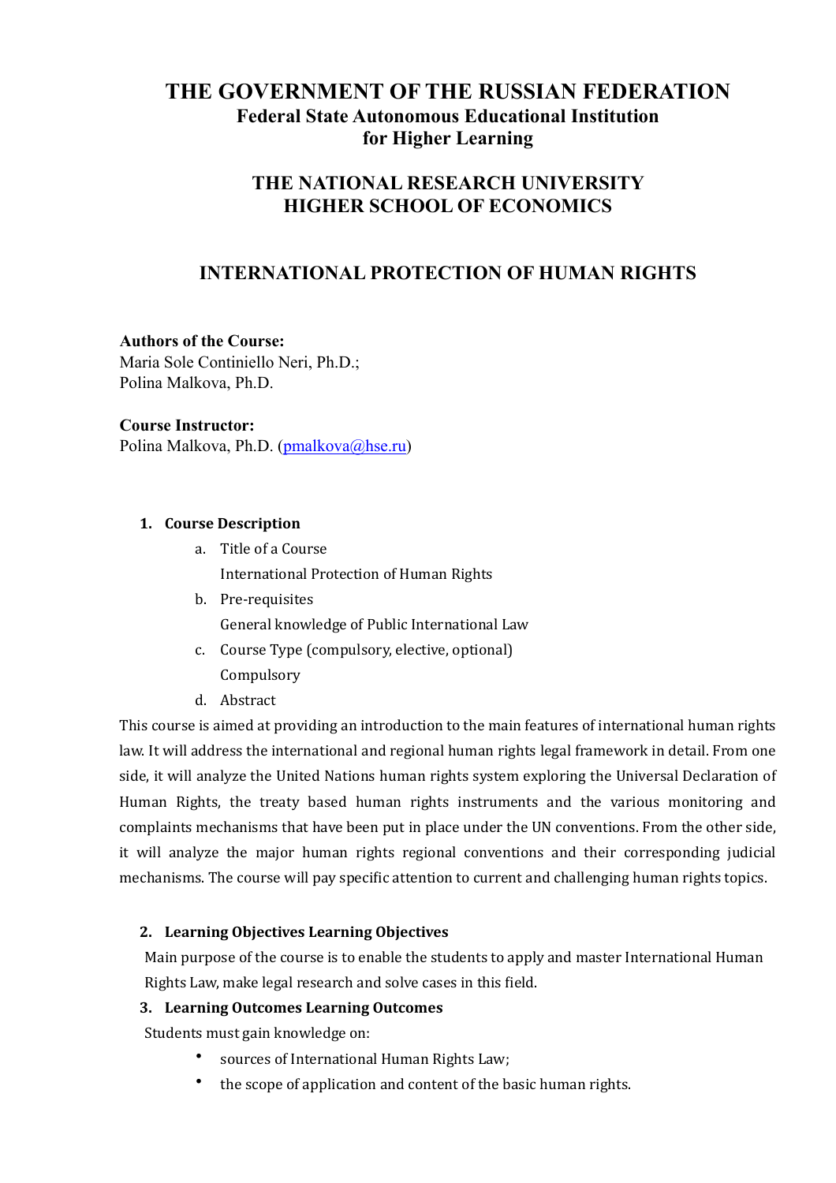# THE GOVERNMENT OF THE RUSSIAN FEDERATION

## Federal State Autonomous Educational Institution for Higher Learning

## THE NATIONAL RESEARCH UNIVERSITY HIGHER SCHOOL OF ECONOMICS

## INTERNATIONAL PROTECTION OF HUMAN RIGHTS

**Authors of the Course:**
Maria Sole Continiello Neri, Ph.D.;
Polina Malkova, Ph.D.

**Course Instructor:**
Polina Malkova, Ph.D. (pmalkova@hse.ru)

1. **Course Description**
   a. Title of a Course
      International Protection of Human Rights
   b. Pre-requisites
      General knowledge of Public International Law
   c. Course Type (compulsory, elective, optional)
      Compulsory
   d. Abstract

This course is aimed at providing an introduction to the main features of international human rights law. It will address the international and regional human rights legal framework in detail. From one side, it will analyze the United Nations human rights system exploring the Universal Declaration of Human Rights, the treaty based human rights instruments and the various monitoring and complaints mechanisms that have been put in place under the UN conventions. From the other side, it will analyze the major human rights regional conventions and their corresponding judicial mechanisms. The course will pay specific attention to current and challenging human rights topics.

2. **Learning Objectives Learning Objectives**

Main purpose of the course is to enable the students to apply and master International Human Rights Law, make legal research and solve cases in this field.

3. **Learning Outcomes Learning Outcomes**

Students must gain knowledge on:

- sources of International Human Rights Law;
- the scope of application and content of the basic human rights.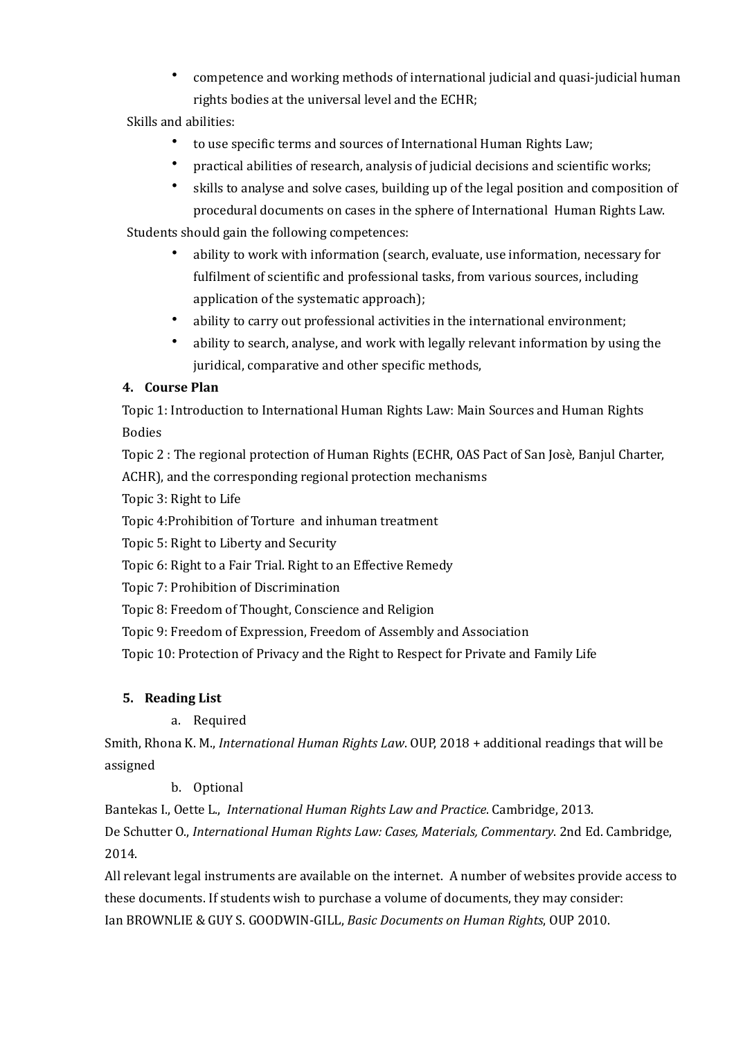- competence and working methods of international judicial and quasi-judicial human rights bodies at the universal level and the ECHR;

Skills and abilities:

- to use specific terms and sources of International Human Rights Law;
- practical abilities of research, analysis of judicial decisions and scientific works;
- skills to analyse and solve cases, building up of the legal position and composition of procedural documents on cases in the sphere of International Human Rights Law.

Students should gain the following competences:

- ability to work with information (search, evaluate, use information, necessary for fulfilment of scientific and professional tasks, from various sources, including application of the systematic approach);
- ability to carry out professional activities in the international environment;
- ability to search, analyse, and work with legally relevant information by using the juridical, comparative and other specific methods,

**4. Course Plan**

Topic 1: Introduction to International Human Rights Law: Main Sources and Human Rights Bodies

Topic 2 : The regional protection of Human Rights (ECHR, OAS Pact of San Josè, Banjul Charter, ACHR), and the corresponding regional protection mechanisms

Topic 3: Right to Life

Topic 4:Prohibition of Torture and inhuman treatment

Topic 5: Right to Liberty and Security

Topic 6: Right to a Fair Trial. Right to an Effective Remedy

Topic 7: Prohibition of Discrimination

Topic 8: Freedom of Thought, Conscience and Religion

Topic 9: Freedom of Expression, Freedom of Assembly and Association

Topic 10: Protection of Privacy and the Right to Respect for Private and Family Life

**5. Reading List**

a. Required

Smith, Rhona K. M., *International Human Rights Law*. OUP, 2018 + additional readings that will be assigned

b. Optional

Bantekas I., Oette L., *International Human Rights Law and Practice*. Cambridge, 2013.

De Schutter O., *International Human Rights Law: Cases, Materials, Commentary*. 2nd Ed. Cambridge, 2014.

All relevant legal instruments are available on the internet. A number of websites provide access to these documents. If students wish to purchase a volume of documents, they may consider:

Ian BROWNLIE & GUY S. GOODWIN-GILL, *Basic Documents on Human Rights*, OUP 2010.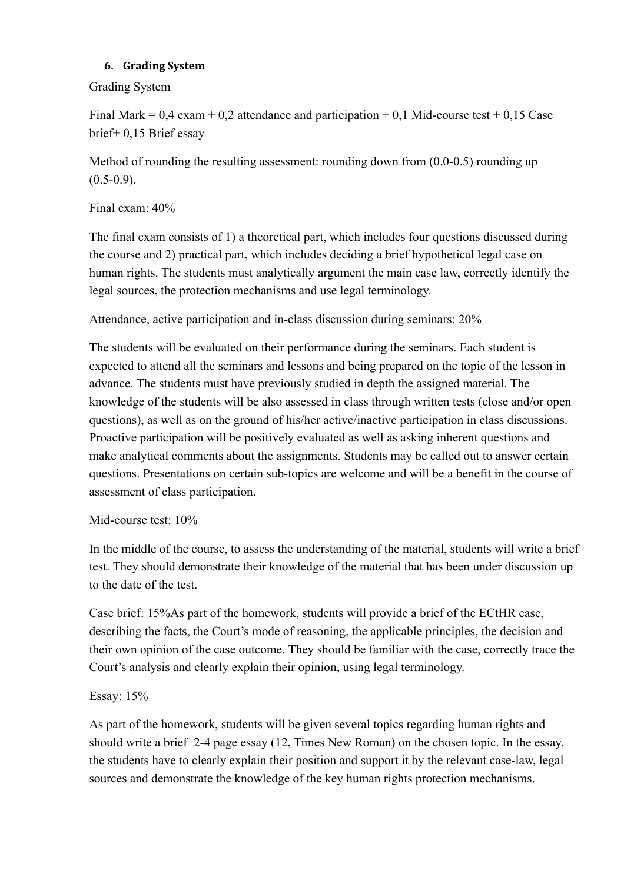## 6. Grading System

Grading System

Final Mark = 0,4 exam + 0,2 attendance and participation + 0,1 Mid-course test + 0,15 Case brief+ 0,15 Brief essay

Method of rounding the resulting assessment: rounding down from (0.0-0.5) rounding up (0.5-0.9).

Final exam: 40%

The final exam consists of 1) a theoretical part, which includes four questions discussed during the course and 2) practical part, which includes deciding a brief hypothetical legal case on human rights. The students must analytically argument the main case law, correctly identify the legal sources, the protection mechanisms and use legal terminology.

Attendance, active participation and in-class discussion during seminars: 20%

The students will be evaluated on their performance during the seminars. Each student is expected to attend all the seminars and lessons and being prepared on the topic of the lesson in advance. The students must have previously studied in depth the assigned material. The knowledge of the students will be also assessed in class through written tests (close and/or open questions), as well as on the ground of his/her active/inactive participation in class discussions. Proactive participation will be positively evaluated as well as asking inherent questions and make analytical comments about the assignments. Students may be called out to answer certain questions. Presentations on certain sub-topics are welcome and will be a benefit in the course of assessment of class participation.

Mid-course test: 10%

In the middle of the course, to assess the understanding of the material, students will write a brief test. They should demonstrate their knowledge of the material that has been under discussion up to the date of the test.

Case brief: 15%As part of the homework, students will provide a brief of the ECtHR case, describing the facts, the Court's mode of reasoning, the applicable principles, the decision and their own opinion of the case outcome. They should be familiar with the case, correctly trace the Court's analysis and clearly explain their opinion, using legal terminology.

Essay: 15%

As part of the homework, students will be given several topics regarding human rights and should write a brief 2-4 page essay (12, Times New Roman) on the chosen topic. In the essay, the students have to clearly explain their position and support it by the relevant case-law, legal sources and demonstrate the knowledge of the key human rights protection mechanisms.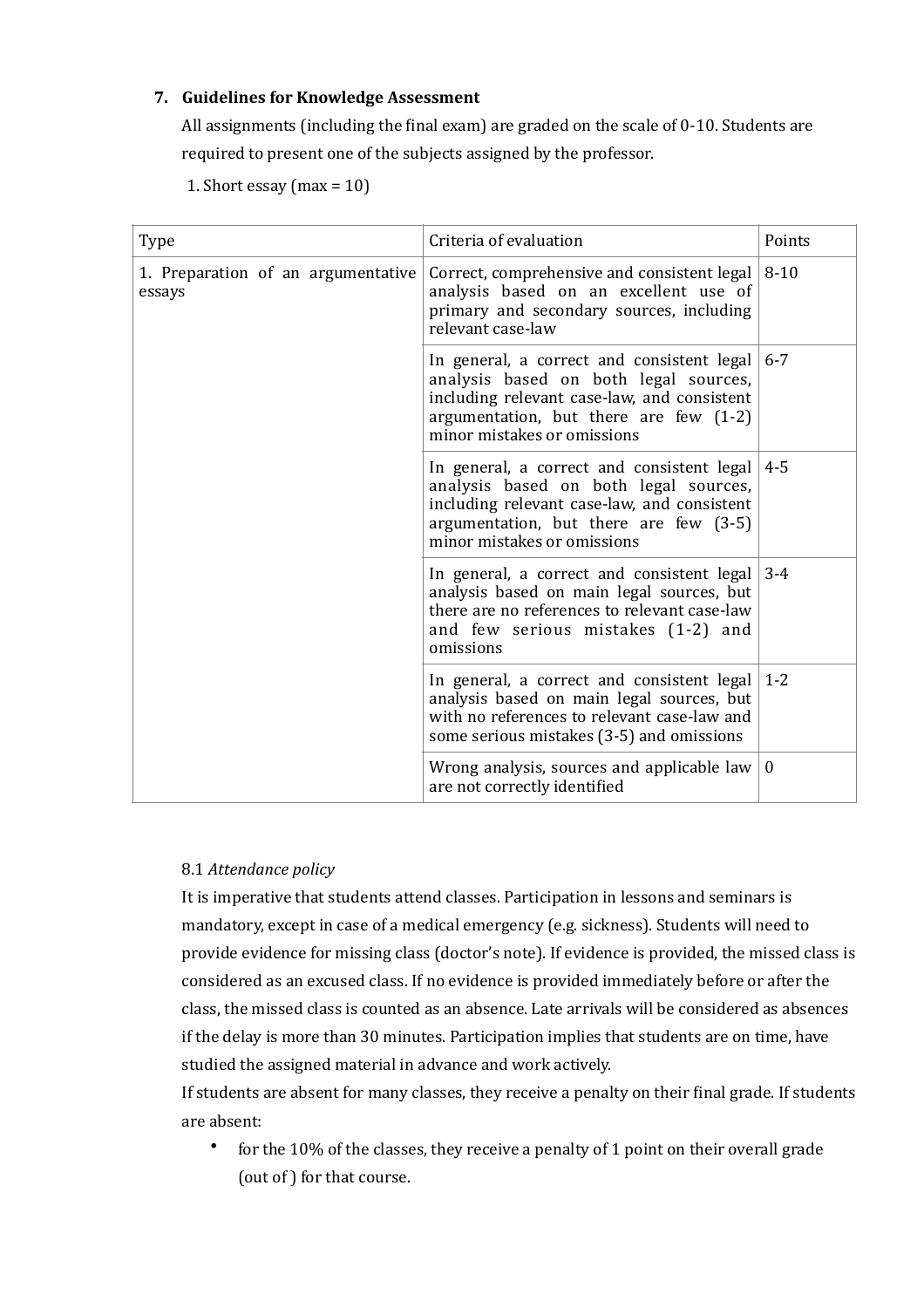### 7. Guidelines for Knowledge Assessment

All assignments (including the final exam) are graded on the scale of 0-10. Students are required to present one of the subjects assigned by the professor.

1. Short essay (max = 10)

| Type | Criteria of evaluation | Points |
|---|---|---|
| 1. Preparation of an argumentative essays | Correct, comprehensive and consistent legal analysis based on an excellent use of primary and secondary sources, including relevant case-law | 8-10 |
| | In general, a correct and consistent legal analysis based on both legal sources, including relevant case-law, and consistent argumentation, but there are few (1-2) minor mistakes or omissions | 6-7 |
| | In general, a correct and consistent legal analysis based on both legal sources, including relevant case-law, and consistent argumentation, but there are few (3-5) minor mistakes or omissions | 4-5 |
| | In general, a correct and consistent legal analysis based on main legal sources, but there are no references to relevant case-law and few serious mistakes (1-2) and omissions | 3-4 |
| | In general, a correct and consistent legal analysis based on main legal sources, but with no references to relevant case-law and some serious mistakes (3-5) and omissions | 1-2 |
| | Wrong analysis, sources and applicable law are not correctly identified | 0 |

8.1 *Attendance policy*

It is imperative that students attend classes. Participation in lessons and seminars is mandatory, except in case of a medical emergency (e.g. sickness). Students will need to provide evidence for missing class (doctor's note). If evidence is provided, the missed class is considered as an excused class. If no evidence is provided immediately before or after the class, the missed class is counted as an absence. Late arrivals will be considered as absences if the delay is more than 30 minutes. Participation implies that students are on time, have studied the assigned material in advance and work actively.

If students are absent for many classes, they receive a penalty on their final grade. If students are absent:

- for the 10% of the classes, they receive a penalty of 1 point on their overall grade (out of ) for that course.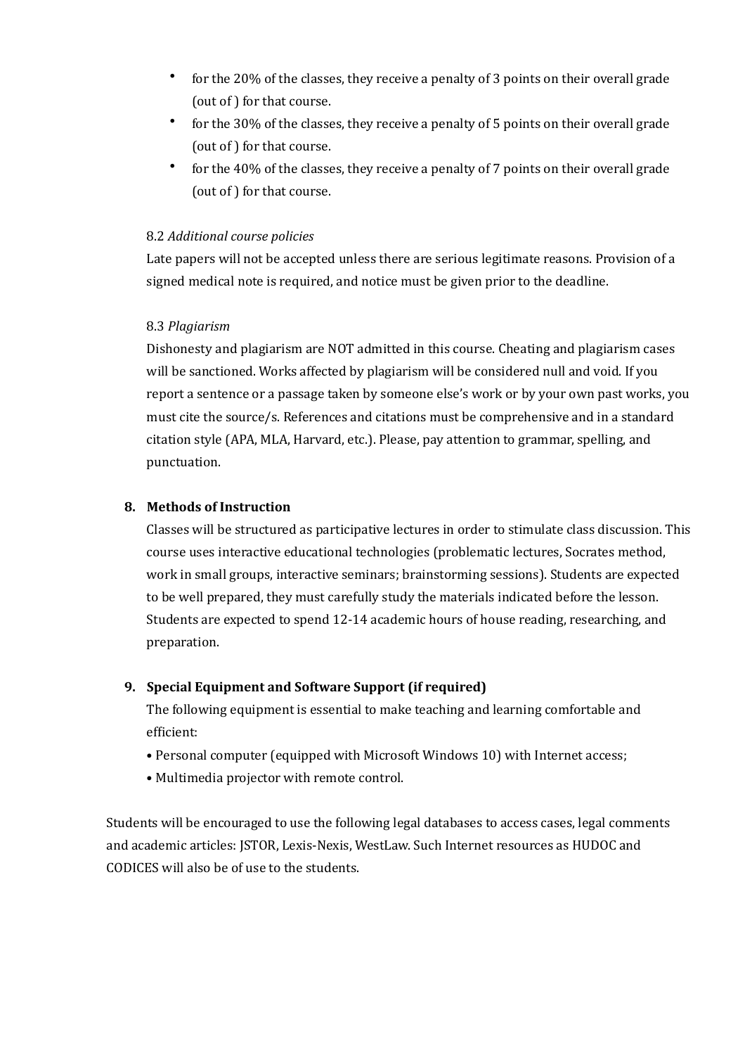- for the 20% of the classes, they receive a penalty of 3 points on their overall grade (out of ) for that course.
- for the 30% of the classes, they receive a penalty of 5 points on their overall grade (out of ) for that course.
- for the 40% of the classes, they receive a penalty of 7 points on their overall grade (out of ) for that course.

8.2 *Additional course policies*

Late papers will not be accepted unless there are serious legitimate reasons. Provision of a signed medical note is required, and notice must be given prior to the deadline.

8.3 *Plagiarism*

Dishonesty and plagiarism are NOT admitted in this course. Cheating and plagiarism cases will be sanctioned. Works affected by plagiarism will be considered null and void. If you report a sentence or a passage taken by someone else's work or by your own past works, you must cite the source/s. References and citations must be comprehensive and in a standard citation style (APA, MLA, Harvard, etc.). Please, pay attention to grammar, spelling, and punctuation.

**8. Methods of Instruction**

Classes will be structured as participative lectures in order to stimulate class discussion. This course uses interactive educational technologies (problematic lectures, Socrates method, work in small groups, interactive seminars; brainstorming sessions). Students are expected to be well prepared, they must carefully study the materials indicated before the lesson. Students are expected to spend 12-14 academic hours of house reading, researching, and preparation.

**9. Special Equipment and Software Support (if required)**

The following equipment is essential to make teaching and learning comfortable and efficient:

• Personal computer (equipped with Microsoft Windows 10) with Internet access;
• Multimedia projector with remote control.

Students will be encouraged to use the following legal databases to access cases, legal comments and academic articles: JSTOR, Lexis-Nexis, WestLaw. Such Internet resources as HUDOC and CODICES will also be of use to the students.